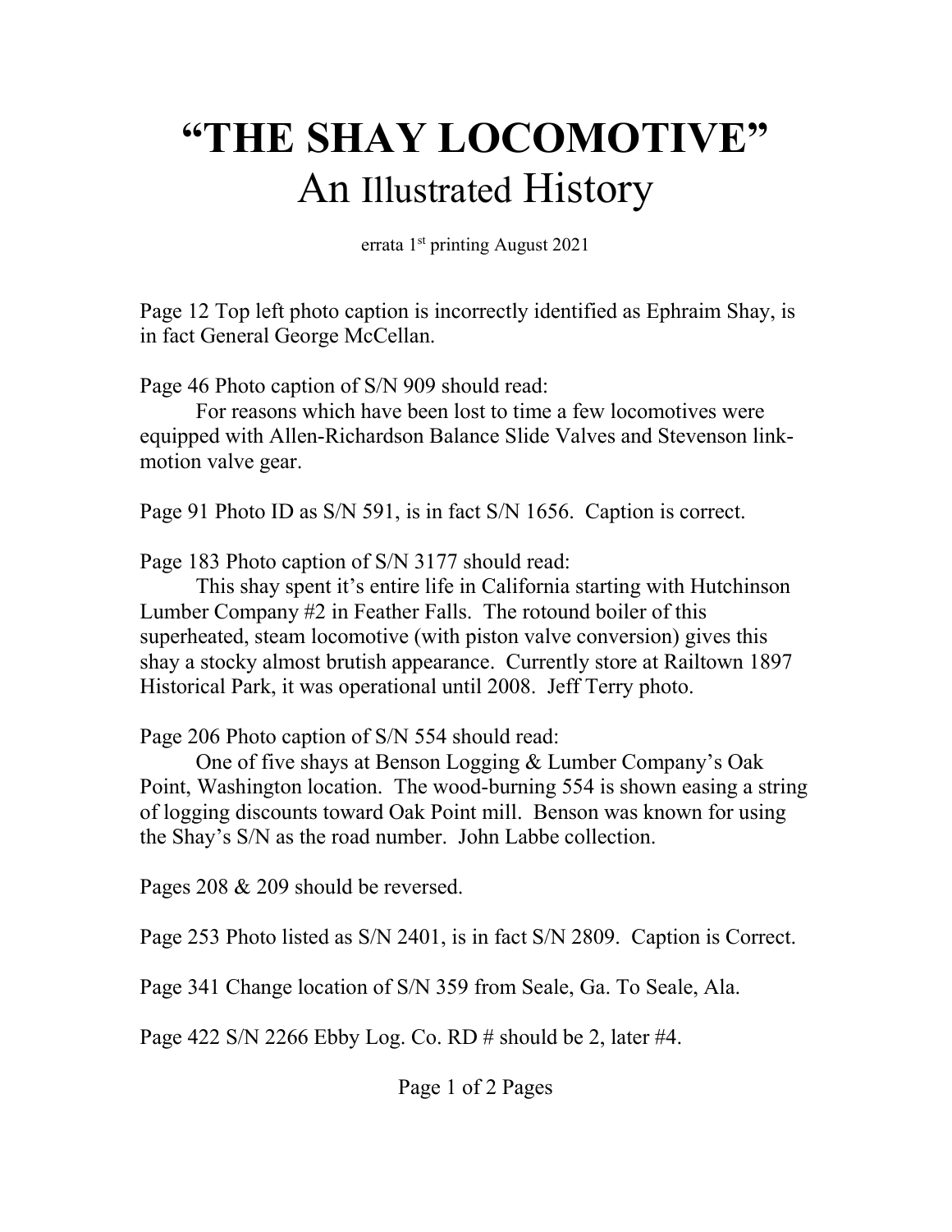# "THE SHAY LOCOMOTIVE"

## An Illustrated History

errata 1st printing August 2021

Page 12 Top left photo caption is incorrectly identified as Ephraim Shay, is in fact General George McCellan.

Page 46 Photo caption of S/N 909 should read:

For reasons which have been lost to time a few locomotives were equipped with Allen-Richardson Balance Slide Valves and Stevenson link-motion valve gear.

Page 91 Photo ID as S/N 591, is in fact S/N 1656. Caption is correct.

Page 183 Photo caption of S/N 3177 should read:

This shay spent it's entire life in California starting with Hutchinson Lumber Company #2 in Feather Falls. The rotound boiler of this superheated, steam locomotive (with piston valve conversion) gives this shay a stocky almost brutish appearance. Currently store at Railtown 1897 Historical Park, it was operational until 2008. Jeff Terry photo.

Page 206 Photo caption of S/N 554 should read:

One of five shays at Benson Logging & Lumber Company's Oak Point, Washington location. The wood-burning 554 is shown easing a string of logging discounts toward Oak Point mill. Benson was known for using the Shay's S/N as the road number. John Labbe collection.

Pages 208 & 209 should be reversed.

Page 253 Photo listed as S/N 2401, is in fact S/N 2809. Caption is Correct.

Page 341 Change location of S/N 359 from Seale, Ga. To Seale, Ala.

Page 422 S/N 2266 Ebby Log. Co. RD # should be 2, later #4.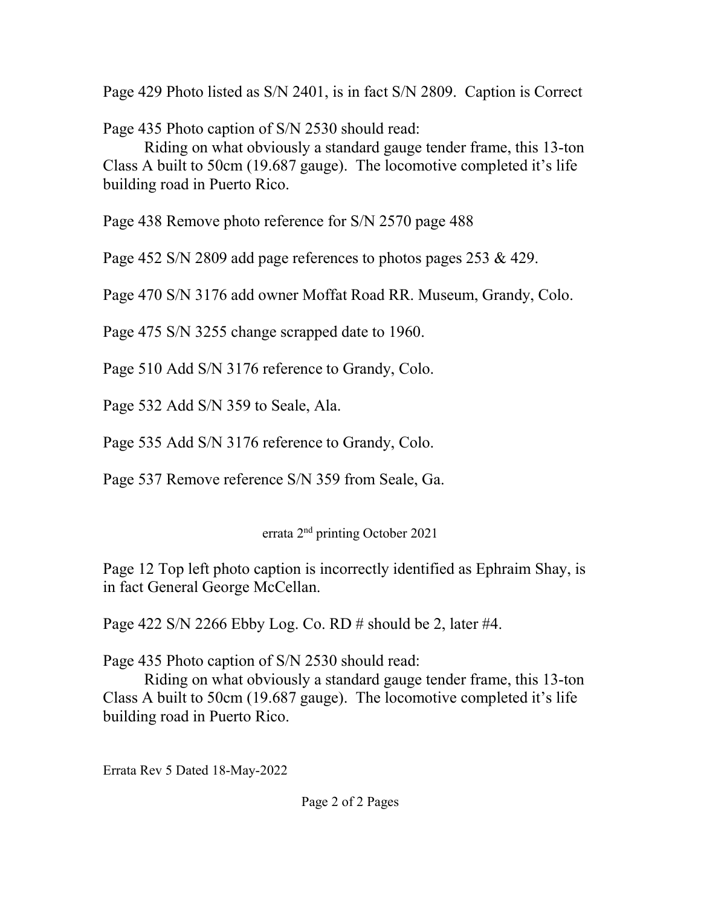Page 429 Photo listed as S/N 2401, is in fact S/N 2809. Caption is Correct

Page 435 Photo caption of S/N 2530 should read:

Riding on what obviously a standard gauge tender frame, this 13-ton Class A built to 50cm (19.687 gauge). The locomotive completed it's life building road in Puerto Rico.

Page 438 Remove photo reference for S/N 2570 page 488

Page 452 S/N 2809 add page references to photos pages 253 & 429.

Page 470 S/N 3176 add owner Moffat Road RR. Museum, Grandy, Colo.

Page 475 S/N 3255 change scrapped date to 1960.

Page 510 Add S/N 3176 reference to Grandy, Colo.

Page 532 Add S/N 359 to Seale, Ala.

Page 535 Add S/N 3176 reference to Grandy, Colo.

Page 537 Remove reference S/N 359 from Seale, Ga.

errata 2nd printing October 2021

Page 12 Top left photo caption is incorrectly identified as Ephraim Shay, is in fact General George McCellan.

Page 422 S/N 2266 Ebby Log. Co. RD # should be 2, later #4.

Page 435 Photo caption of S/N 2530 should read:

Riding on what obviously a standard gauge tender frame, this 13-ton Class A built to 50cm (19.687 gauge). The locomotive completed it's life building road in Puerto Rico.

Errata Rev 5 Dated 18-May-2022